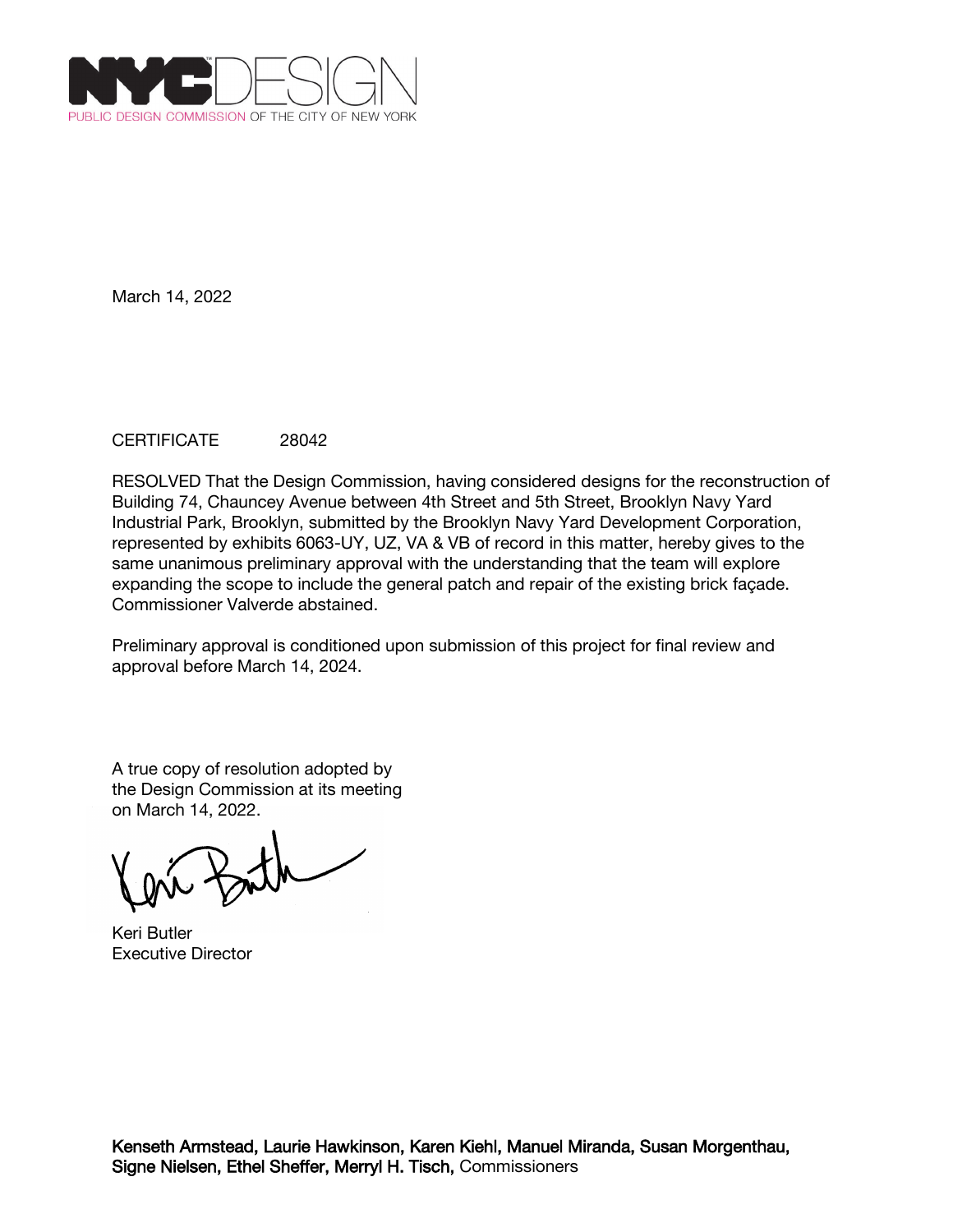NYC DESIGN
PUBLIC DESIGN COMMISSION OF THE CITY OF NEW YORK

March 14, 2022

CERTIFICATE 28042

RESOLVED That the Design Commission, having considered designs for the reconstruction of Building 74, Chauncey Avenue between 4th Street and 5th Street, Brooklyn Navy Yard Industrial Park, Brooklyn, submitted by the Brooklyn Navy Yard Development Corporation, represented by exhibits 6063-UY, UZ, VA & VB of record in this matter, hereby gives to the same unanimous preliminary approval with the understanding that the team will explore expanding the scope to include the general patch and repair of the existing brick façade. Commissioner Valverde abstained.

Preliminary approval is conditioned upon submission of this project for final review and approval before March 14, 2024.

A true copy of resolution adopted by the Design Commission at its meeting on March 14, 2022.

Keri Butler
Executive Director

**Kenseth Armstead, Laurie Hawkinson, Karen Kiehl, Manuel Miranda, Susan Morgenthau, Signe Nielsen, Ethel Sheffer, Merryl H. Tisch,** Commissioners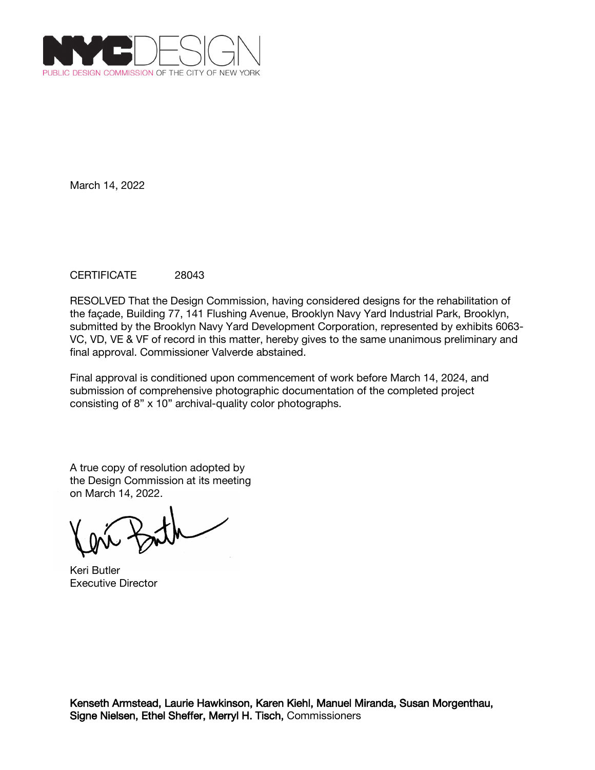NYC DESIGN
PUBLIC DESIGN COMMISSION OF THE CITY OF NEW YORK

March 14, 2022

CERTIFICATE 28043

RESOLVED That the Design Commission, having considered designs for the rehabilitation of the façade, Building 77, 141 Flushing Avenue, Brooklyn Navy Yard Industrial Park, Brooklyn, submitted by the Brooklyn Navy Yard Development Corporation, represented by exhibits 6063-VC, VD, VE & VF of record in this matter, hereby gives to the same unanimous preliminary and final approval. Commissioner Valverde abstained.

Final approval is conditioned upon commencement of work before March 14, 2024, and submission of comprehensive photographic documentation of the completed project consisting of 8” x 10” archival-quality color photographs.

A true copy of resolution adopted by the Design Commission at its meeting on March 14, 2022.

Keri Butler
Executive Director

**Kenseth Armstead, Laurie Hawkinson, Karen Kiehl, Manuel Miranda, Susan Morgenthau, Signe Nielsen, Ethel Sheffer, Merryl H. Tisch,** Commissioners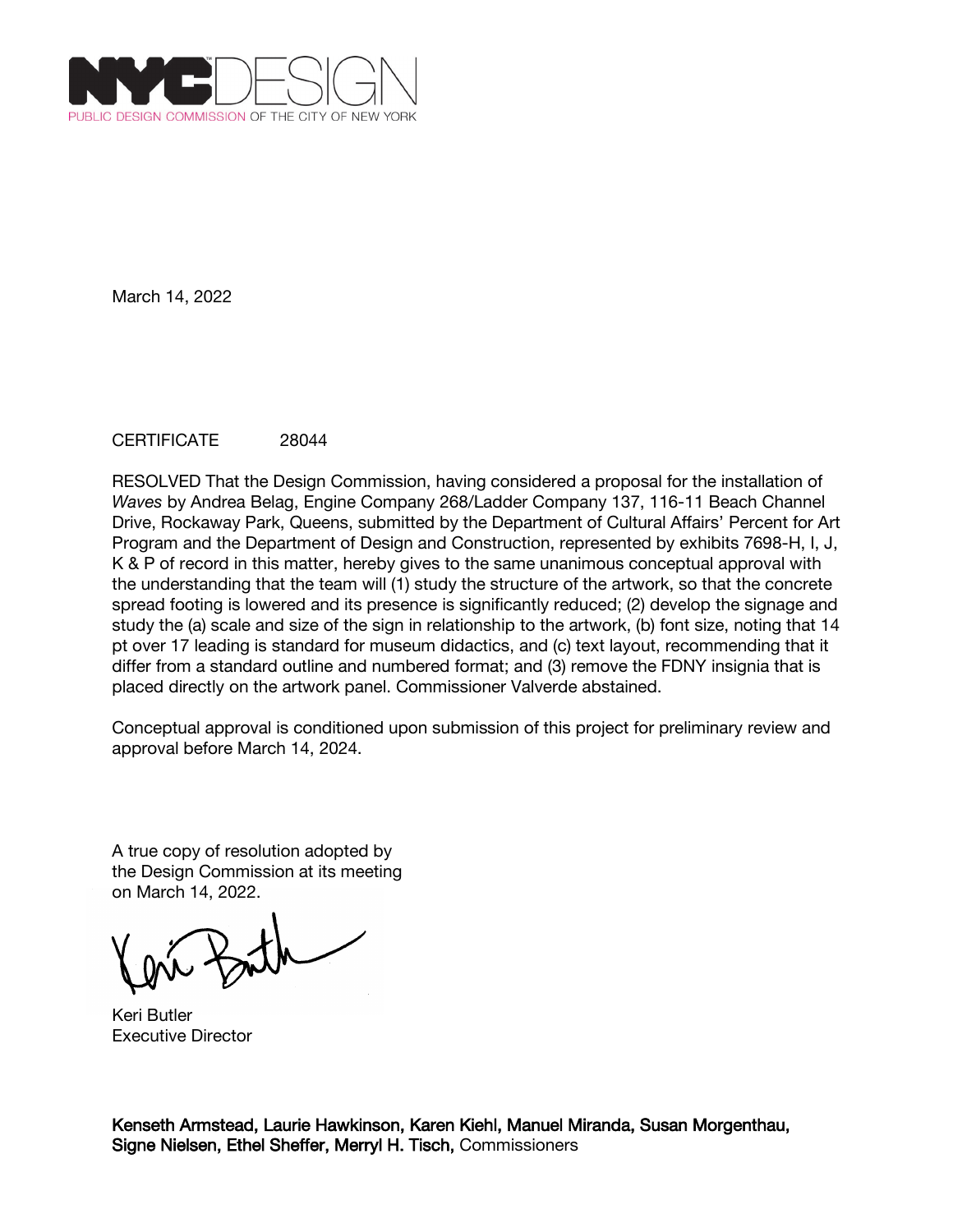NYCDESIGN

PUBLIC DESIGN COMMISSION OF THE CITY OF NEW YORK

March 14, 2022

CERTIFICATE 28044

RESOLVED That the Design Commission, having considered a proposal for the installation of *Waves* by Andrea Belag, Engine Company 268/Ladder Company 137, 116-11 Beach Channel Drive, Rockaway Park, Queens, submitted by the Department of Cultural Affairs' Percent for Art Program and the Department of Design and Construction, represented by exhibits 7698-H, I, J, K & P of record in this matter, hereby gives to the same unanimous conceptual approval with the understanding that the team will (1) study the structure of the artwork, so that the concrete spread footing is lowered and its presence is significantly reduced; (2) develop the signage and study the (a) scale and size of the sign in relationship to the artwork, (b) font size, noting that 14 pt over 17 leading is standard for museum didactics, and (c) text layout, recommending that it differ from a standard outline and numbered format; and (3) remove the FDNY insignia that is placed directly on the artwork panel. Commissioner Valverde abstained.

Conceptual approval is conditioned upon submission of this project for preliminary review and approval before March 14, 2024.

A true copy of resolution adopted by the Design Commission at its meeting on March 14, 2022.

Keri Butler
Executive Director

**Kenseth Armstead, Laurie Hawkinson, Karen Kiehl, Manuel Miranda, Susan Morgenthau, Signe Nielsen, Ethel Sheffer, Merryl H. Tisch,** Commissioners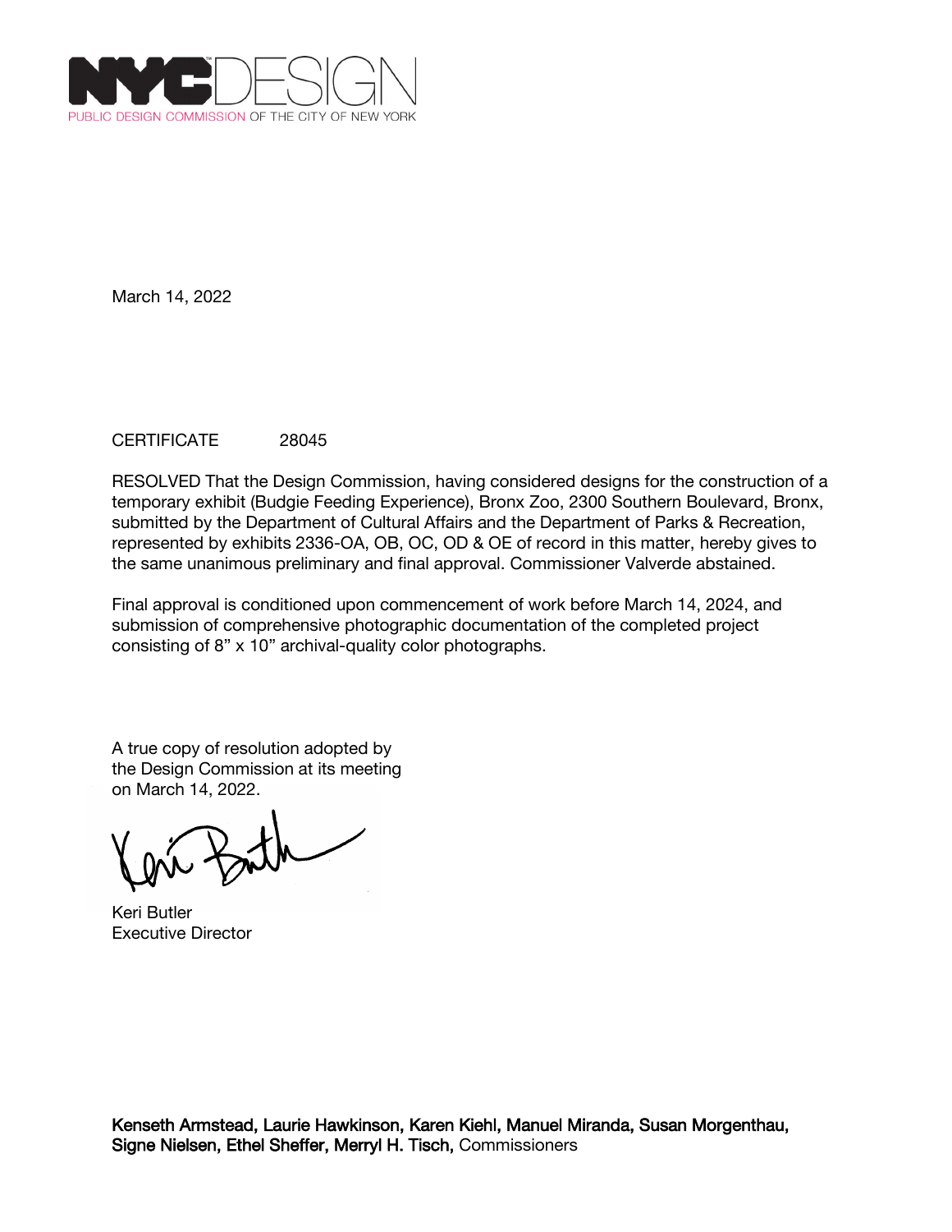NYCDESIGN
PUBLIC DESIGN COMMISSION OF THE CITY OF NEW YORK

March 14, 2022

CERTIFICATE 28045

RESOLVED That the Design Commission, having considered designs for the construction of a temporary exhibit (Budgie Feeding Experience), Bronx Zoo, 2300 Southern Boulevard, Bronx, submitted by the Department of Cultural Affairs and the Department of Parks & Recreation, represented by exhibits 2336-OA, OB, OC, OD & OE of record in this matter, hereby gives to the same unanimous preliminary and final approval. Commissioner Valverde abstained.

Final approval is conditioned upon commencement of work before March 14, 2024, and submission of comprehensive photographic documentation of the completed project consisting of 8" x 10" archival-quality color photographs.

A true copy of resolution adopted by the Design Commission at its meeting on March 14, 2022.

Keri Butler
Executive Director

**Kenseth Armstead, Laurie Hawkinson, Karen Kiehl, Manuel Miranda, Susan Morgenthau, Signe Nielsen, Ethel Sheffer, Merryl H. Tisch,** Commissioners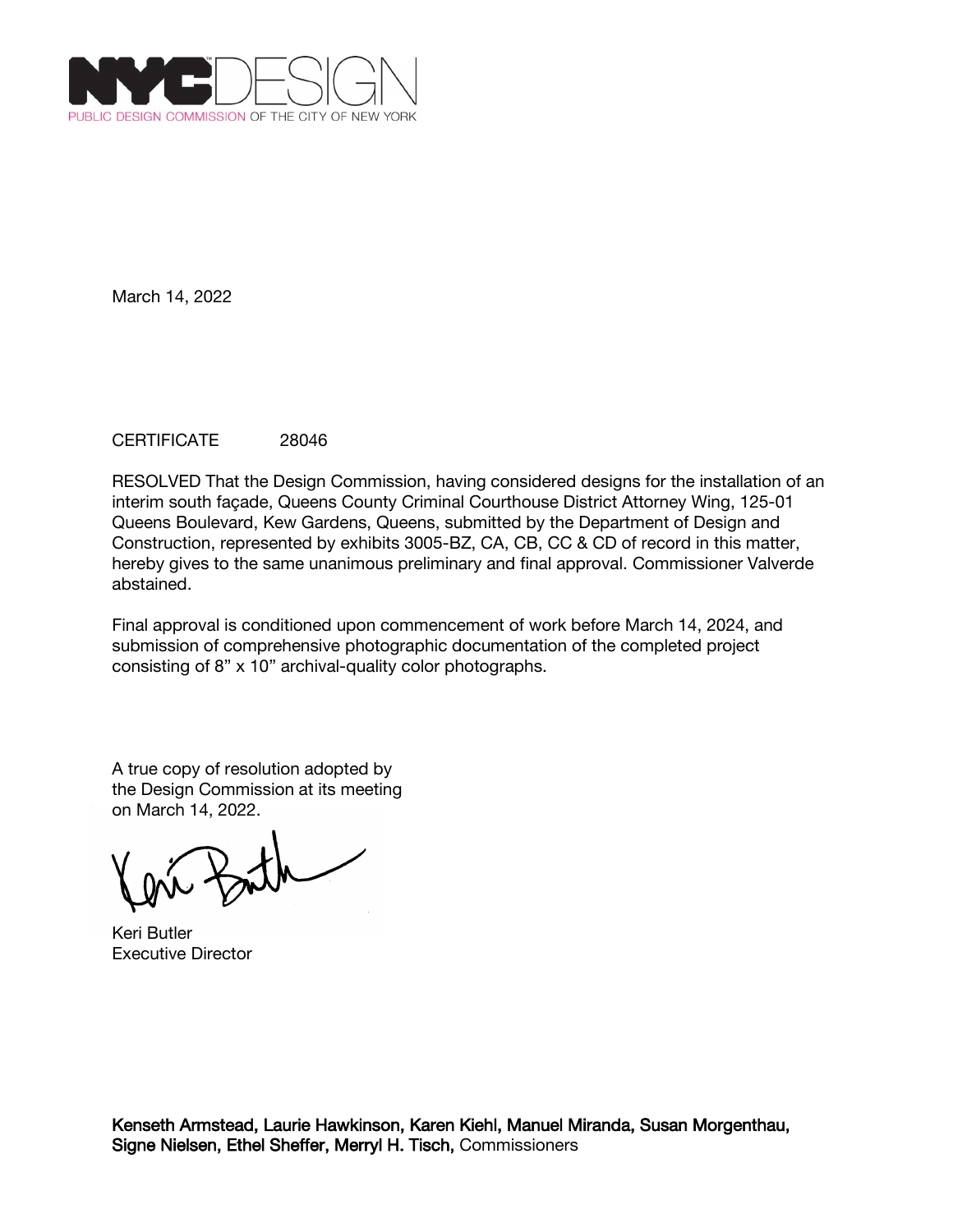NYCDESIGN
PUBLIC DESIGN COMMISSION OF THE CITY OF NEW YORK

March 14, 2022

CERTIFICATE 28046

RESOLVED That the Design Commission, having considered designs for the installation of an interim south façade, Queens County Criminal Courthouse District Attorney Wing, 125-01 Queens Boulevard, Kew Gardens, Queens, submitted by the Department of Design and Construction, represented by exhibits 3005-BZ, CA, CB, CC & CD of record in this matter, hereby gives to the same unanimous preliminary and final approval. Commissioner Valverde abstained.

Final approval is conditioned upon commencement of work before March 14, 2024, and submission of comprehensive photographic documentation of the completed project consisting of 8" x 10" archival-quality color photographs.

A true copy of resolution adopted by the Design Commission at its meeting on March 14, 2022.

Keri Butler
Executive Director

**Kenseth Armstead, Laurie Hawkinson, Karen Kiehl, Manuel Miranda, Susan Morgenthau, Signe Nielsen, Ethel Sheffer, Merryl H. Tisch,** Commissioners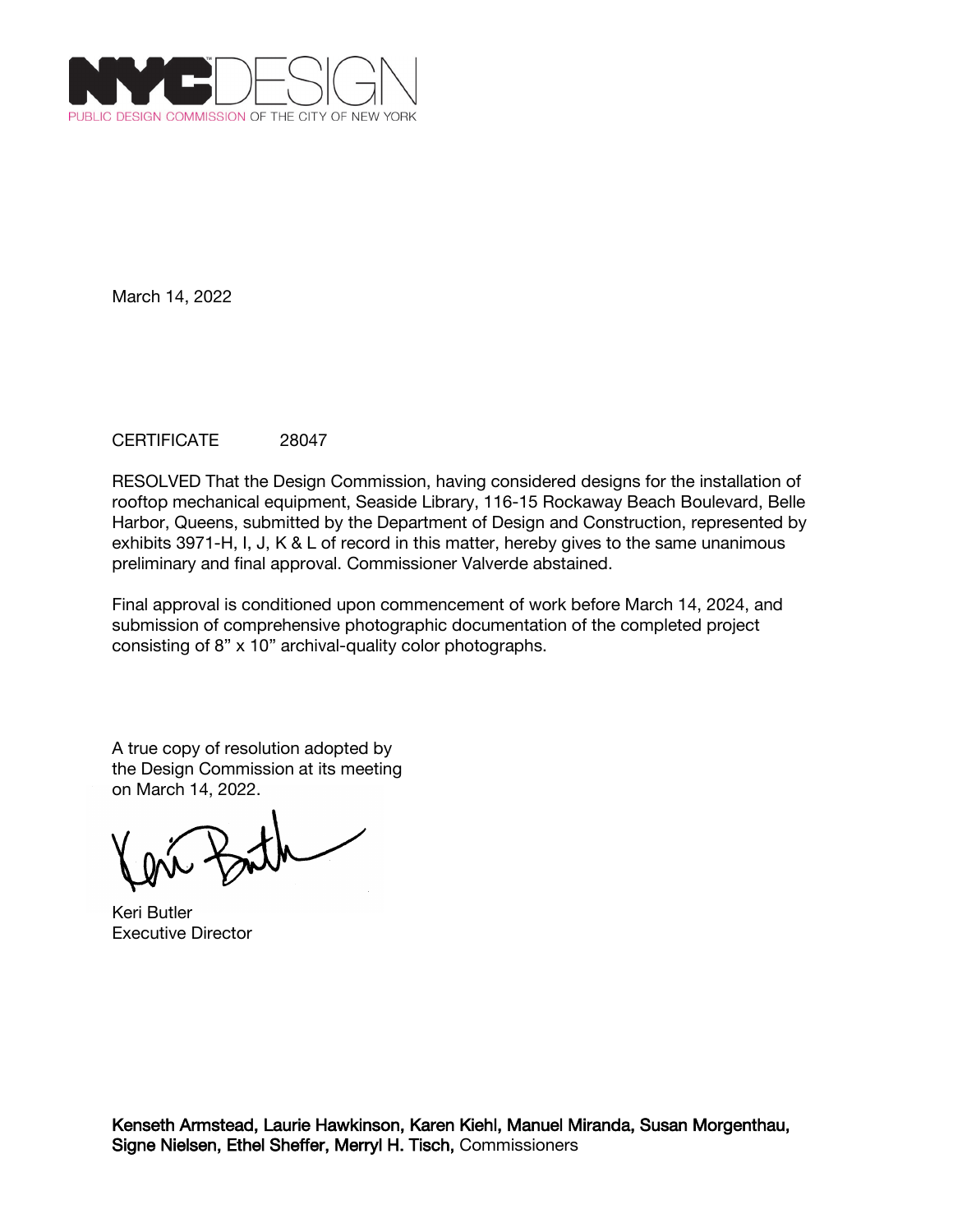March 14, 2022

CERTIFICATE 28047

RESOLVED That the Design Commission, having considered designs for the installation of rooftop mechanical equipment, Seaside Library, 116-15 Rockaway Beach Boulevard, Belle Harbor, Queens, submitted by the Department of Design and Construction, represented by exhibits 3971-H, I, J, K & L of record in this matter, hereby gives to the same unanimous preliminary and final approval. Commissioner Valverde abstained.

Final approval is conditioned upon commencement of work before March 14, 2024, and submission of comprehensive photographic documentation of the completed project consisting of 8" x 10" archival-quality color photographs.

A true copy of resolution adopted by the Design Commission at its meeting on March 14, 2022.

Keri Butler
Executive Director

**Kenseth Armstead, Laurie Hawkinson, Karen Kiehl, Manuel Miranda, Susan Morgenthau, Signe Nielsen, Ethel Sheffer, Merryl H. Tisch,** Commissioners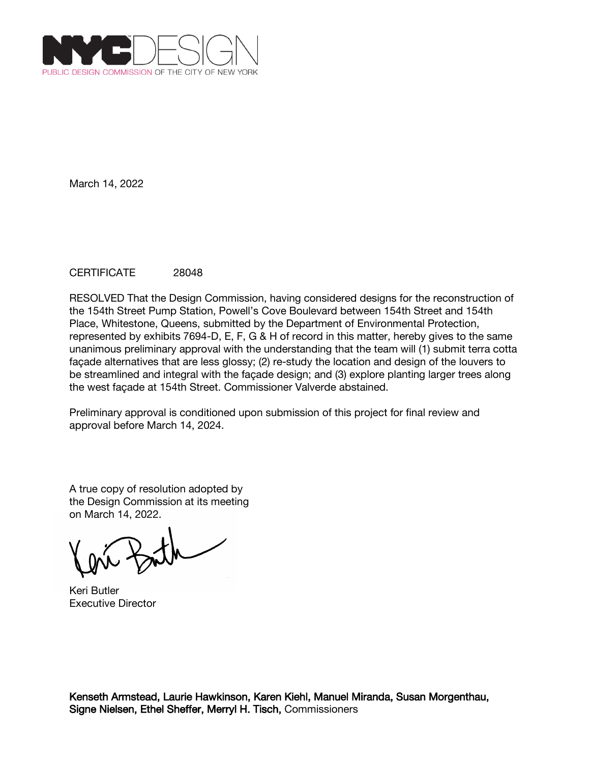NYC DESIGN
PUBLIC DESIGN COMMISSION OF THE CITY OF NEW YORK

March 14, 2022

CERTIFICATE 28048

RESOLVED That the Design Commission, having considered designs for the reconstruction of the 154th Street Pump Station, Powell's Cove Boulevard between 154th Street and 154th Place, Whitestone, Queens, submitted by the Department of Environmental Protection, represented by exhibits 7694-D, E, F, G & H of record in this matter, hereby gives to the same unanimous preliminary approval with the understanding that the team will (1) submit terra cotta façade alternatives that are less glossy; (2) re-study the location and design of the louvers to be streamlined and integral with the façade design; and (3) explore planting larger trees along the west façade at 154th Street. Commissioner Valverde abstained.

Preliminary approval is conditioned upon submission of this project for final review and approval before March 14, 2024.

A true copy of resolution adopted by the Design Commission at its meeting on March 14, 2022.

Keri Butler
Executive Director

**Kenseth Armstead, Laurie Hawkinson, Karen Kiehl, Manuel Miranda, Susan Morgenthau, Signe Nielsen, Ethel Sheffer, Merryl H. Tisch,** Commissioners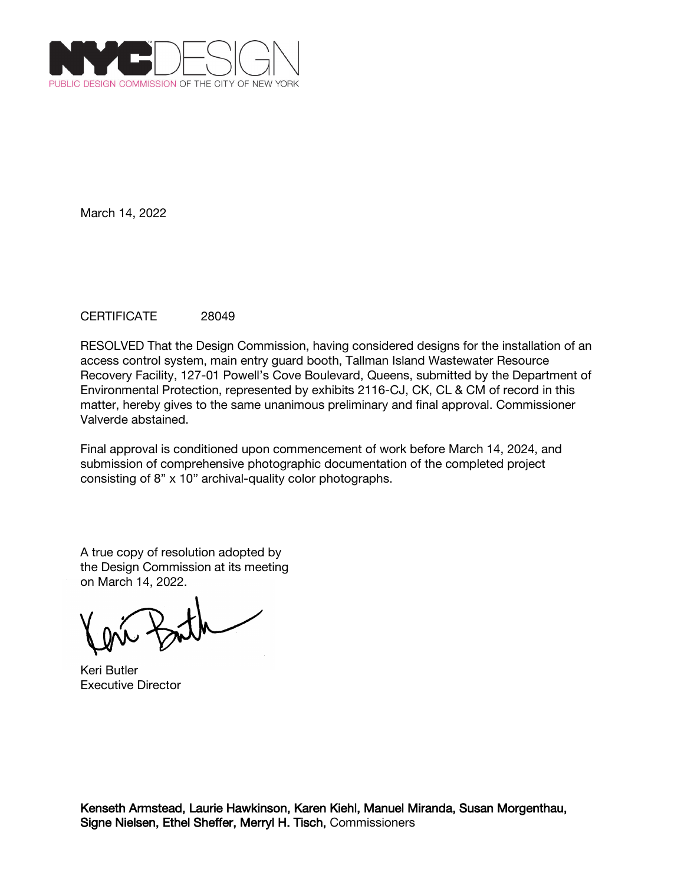NYC DESIGN
PUBLIC DESIGN COMMISSION OF THE CITY OF NEW YORK

March 14, 2022

CERTIFICATE 28049

RESOLVED That the Design Commission, having considered designs for the installation of an access control system, main entry guard booth, Tallman Island Wastewater Resource Recovery Facility, 127-01 Powell's Cove Boulevard, Queens, submitted by the Department of Environmental Protection, represented by exhibits 2116-CJ, CK, CL & CM of record in this matter, hereby gives to the same unanimous preliminary and final approval. Commissioner Valverde abstained.

Final approval is conditioned upon commencement of work before March 14, 2024, and submission of comprehensive photographic documentation of the completed project consisting of 8" x 10" archival-quality color photographs.

A true copy of resolution adopted by the Design Commission at its meeting on March 14, 2022.

Keri Butler
Executive Director

**Kenseth Armstead, Laurie Hawkinson, Karen Kiehl, Manuel Miranda, Susan Morgenthau, Signe Nielsen, Ethel Sheffer, Merryl H. Tisch,** Commissioners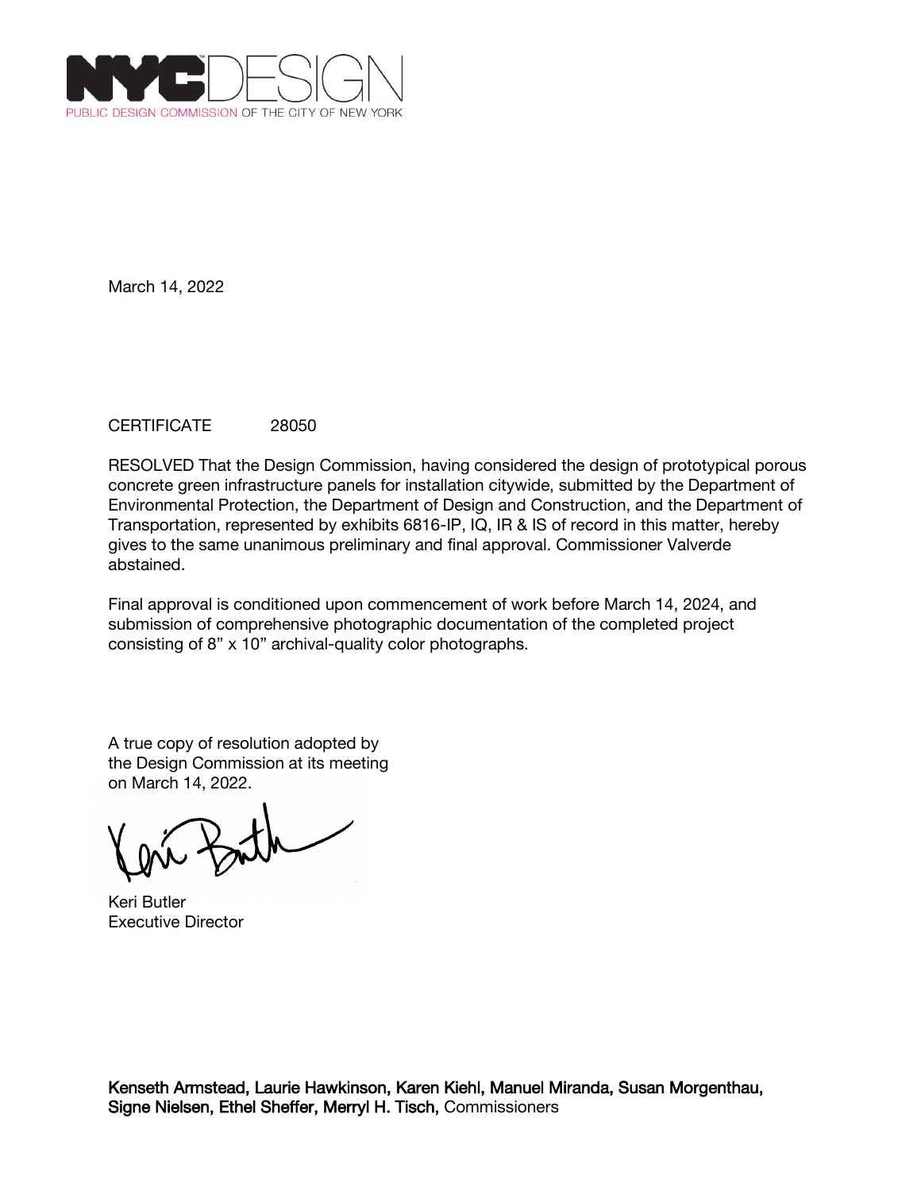NYCDESIGN

PUBLIC DESIGN COMMISSION OF THE CITY OF NEW YORK

March 14, 2022

CERTIFICATE 28050

RESOLVED That the Design Commission, having considered the design of prototypical porous concrete green infrastructure panels for installation citywide, submitted by the Department of Environmental Protection, the Department of Design and Construction, and the Department of Transportation, represented by exhibits 6816-IP, IQ, IR & IS of record in this matter, hereby gives to the same unanimous preliminary and final approval. Commissioner Valverde abstained.

Final approval is conditioned upon commencement of work before March 14, 2024, and submission of comprehensive photographic documentation of the completed project consisting of 8" x 10" archival-quality color photographs.

A true copy of resolution adopted by the Design Commission at its meeting on March 14, 2022.

Keri Butler
Executive Director

**Kenseth Armstead, Laurie Hawkinson, Karen Kiehl, Manuel Miranda, Susan Morgenthau, Signe Nielsen, Ethel Sheffer, Merryl H. Tisch,** Commissioners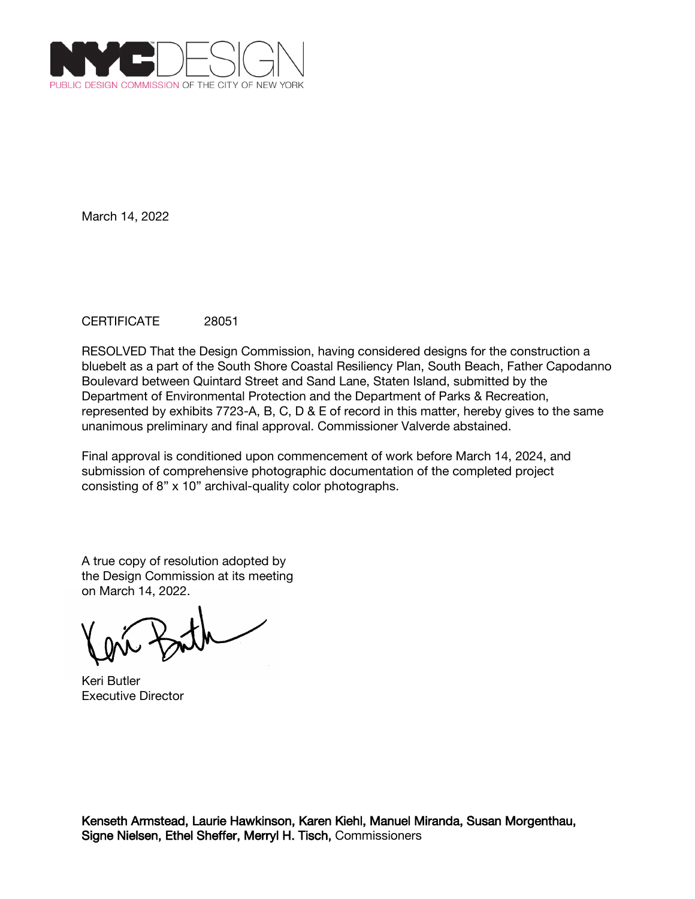NYC DESIGN
PUBLIC DESIGN COMMISSION OF THE CITY OF NEW YORK

March 14, 2022

CERTIFICATE 28051

RESOLVED That the Design Commission, having considered designs for the construction a bluebelt as a part of the South Shore Coastal Resiliency Plan, South Beach, Father Capodanno Boulevard between Quintard Street and Sand Lane, Staten Island, submitted by the Department of Environmental Protection and the Department of Parks & Recreation, represented by exhibits 7723-A, B, C, D & E of record in this matter, hereby gives to the same unanimous preliminary and final approval. Commissioner Valverde abstained.

Final approval is conditioned upon commencement of work before March 14, 2024, and submission of comprehensive photographic documentation of the completed project consisting of 8" x 10" archival-quality color photographs.

A true copy of resolution adopted by the Design Commission at its meeting on March 14, 2022.

Keri Butler
Executive Director

**Kenseth Armstead, Laurie Hawkinson, Karen Kiehl, Manuel Miranda, Susan Morgenthau, Signe Nielsen, Ethel Sheffer, Merryl H. Tisch,** Commissioners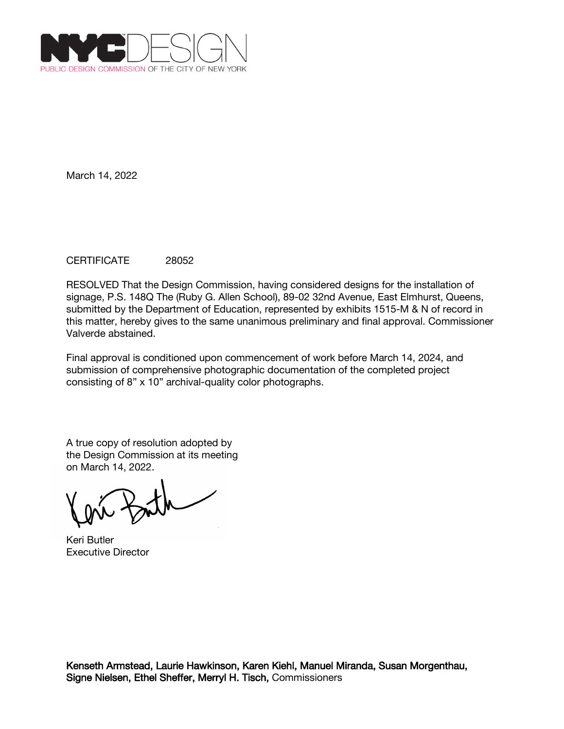NYC DESIGN
PUBLIC DESIGN COMMISSION OF THE CITY OF NEW YORK

March 14, 2022

CERTIFICATE 28052

RESOLVED That the Design Commission, having considered designs for the installation of signage, P.S. 148Q The (Ruby G. Allen School), 89-02 32nd Avenue, East Elmhurst, Queens, submitted by the Department of Education, represented by exhibits 1515-M & N of record in this matter, hereby gives to the same unanimous preliminary and final approval. Commissioner Valverde abstained.

Final approval is conditioned upon commencement of work before March 14, 2024, and submission of comprehensive photographic documentation of the completed project consisting of 8" x 10" archival-quality color photographs.

A true copy of resolution adopted by the Design Commission at its meeting on March 14, 2022.

Keri Butler
Executive Director

**Kenseth Armstead, Laurie Hawkinson, Karen Kiehl, Manuel Miranda, Susan Morgenthau, Signe Nielsen, Ethel Sheffer, Merryl H. Tisch,** Commissioners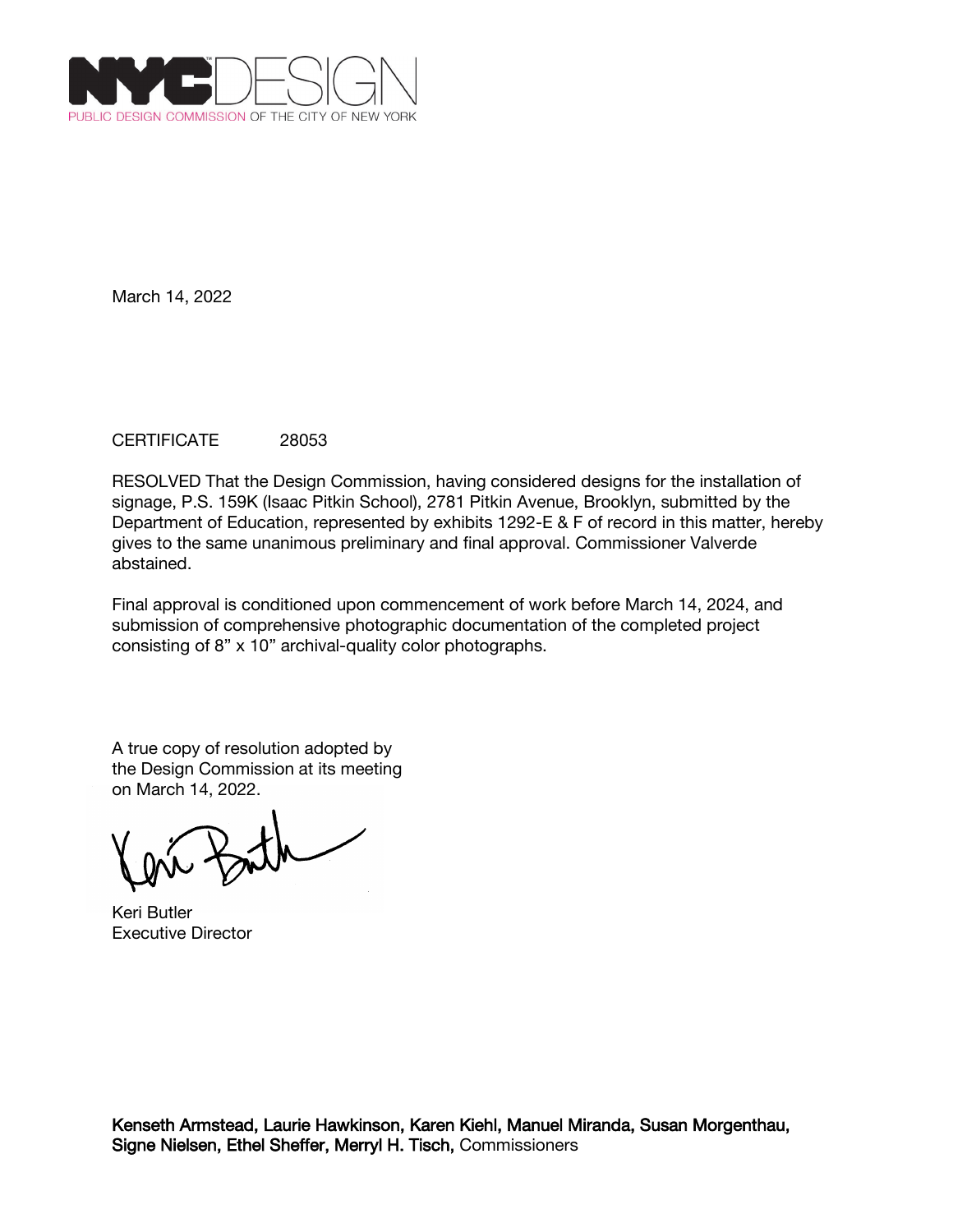NYC DESIGN
PUBLIC DESIGN COMMISSION OF THE CITY OF NEW YORK

March 14, 2022

CERTIFICATE 28053

RESOLVED That the Design Commission, having considered designs for the installation of signage, P.S. 159K (Isaac Pitkin School), 2781 Pitkin Avenue, Brooklyn, submitted by the Department of Education, represented by exhibits 1292-E & F of record in this matter, hereby gives to the same unanimous preliminary and final approval. Commissioner Valverde abstained.

Final approval is conditioned upon commencement of work before March 14, 2024, and submission of comprehensive photographic documentation of the completed project consisting of 8" x 10" archival-quality color photographs.

A true copy of resolution adopted by the Design Commission at its meeting on March 14, 2022.

Keri Butler
Executive Director

**Kenseth Armstead, Laurie Hawkinson, Karen Kiehl, Manuel Miranda, Susan Morgenthau, Signe Nielsen, Ethel Sheffer, Merryl H. Tisch,** Commissioners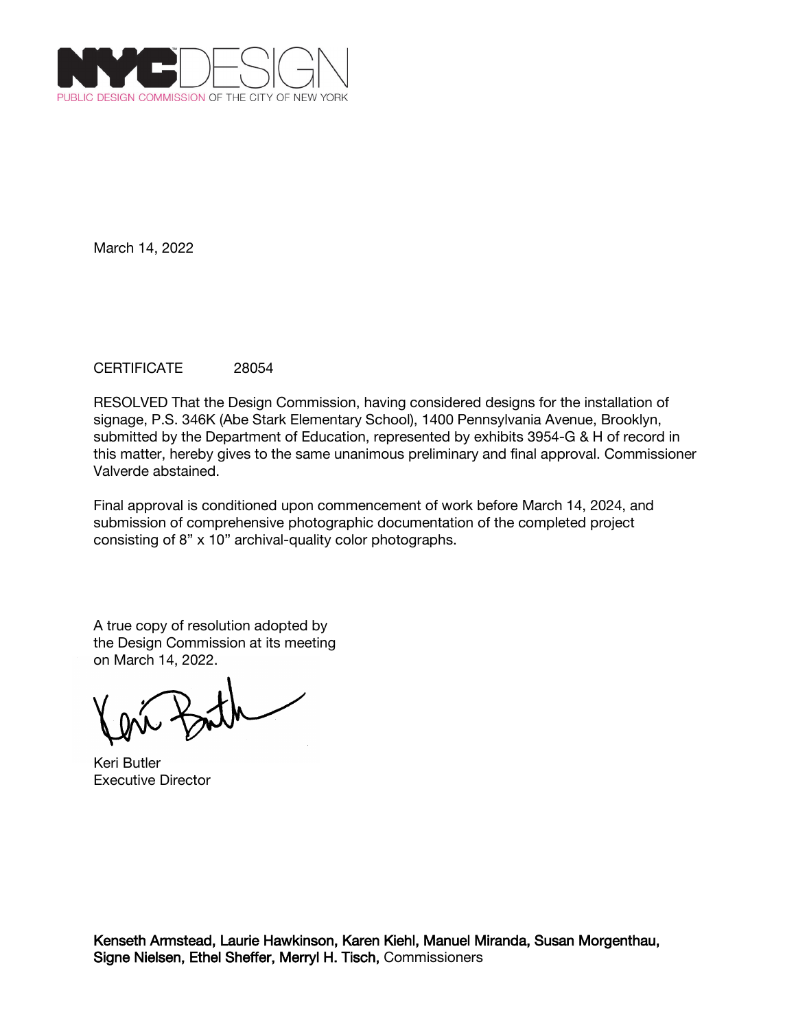NYCDESIGN
PUBLIC DESIGN COMMISSION OF THE CITY OF NEW YORK

March 14, 2022

CERTIFICATE 28054

RESOLVED That the Design Commission, having considered designs for the installation of signage, P.S. 346K (Abe Stark Elementary School), 1400 Pennsylvania Avenue, Brooklyn, submitted by the Department of Education, represented by exhibits 3954-G & H of record in this matter, hereby gives to the same unanimous preliminary and final approval. Commissioner Valverde abstained.

Final approval is conditioned upon commencement of work before March 14, 2024, and submission of comprehensive photographic documentation of the completed project consisting of 8" x 10" archival-quality color photographs.

A true copy of resolution adopted by the Design Commission at its meeting on March 14, 2022.

Keri Butler
Executive Director

**Kenseth Armstead, Laurie Hawkinson, Karen Kiehl, Manuel Miranda, Susan Morgenthau, Signe Nielsen, Ethel Sheffer, Merryl H. Tisch,** Commissioners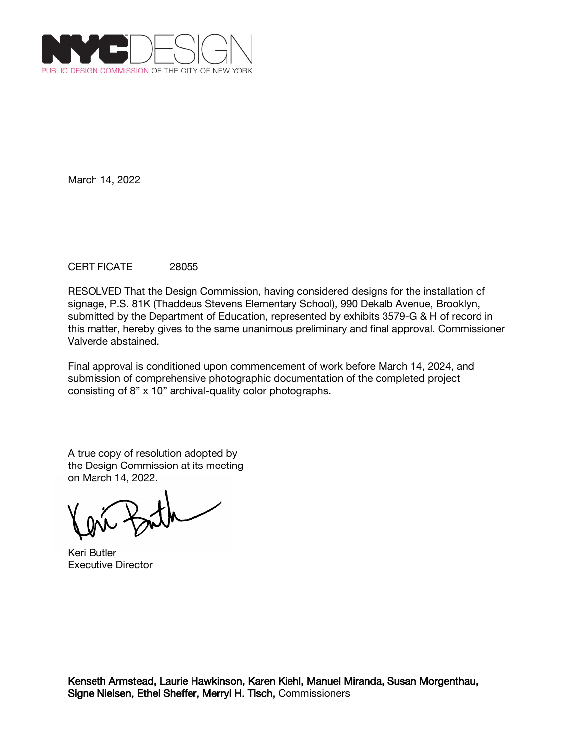NYCDESIGN
PUBLIC DESIGN COMMISSION OF THE CITY OF NEW YORK

March 14, 2022

CERTIFICATE 28055

RESOLVED That the Design Commission, having considered designs for the installation of signage, P.S. 81K (Thaddeus Stevens Elementary School), 990 Dekalb Avenue, Brooklyn, submitted by the Department of Education, represented by exhibits 3579-G & H of record in this matter, hereby gives to the same unanimous preliminary and final approval. Commissioner Valverde abstained.

Final approval is conditioned upon commencement of work before March 14, 2024, and submission of comprehensive photographic documentation of the completed project consisting of 8" x 10" archival-quality color photographs.

A true copy of resolution adopted by the Design Commission at its meeting on March 14, 2022.

Keri Butler
Executive Director

**Kenseth Armstead, Laurie Hawkinson, Karen Kiehl, Manuel Miranda, Susan Morgenthau, Signe Nielsen, Ethel Sheffer, Merryl H. Tisch,** Commissioners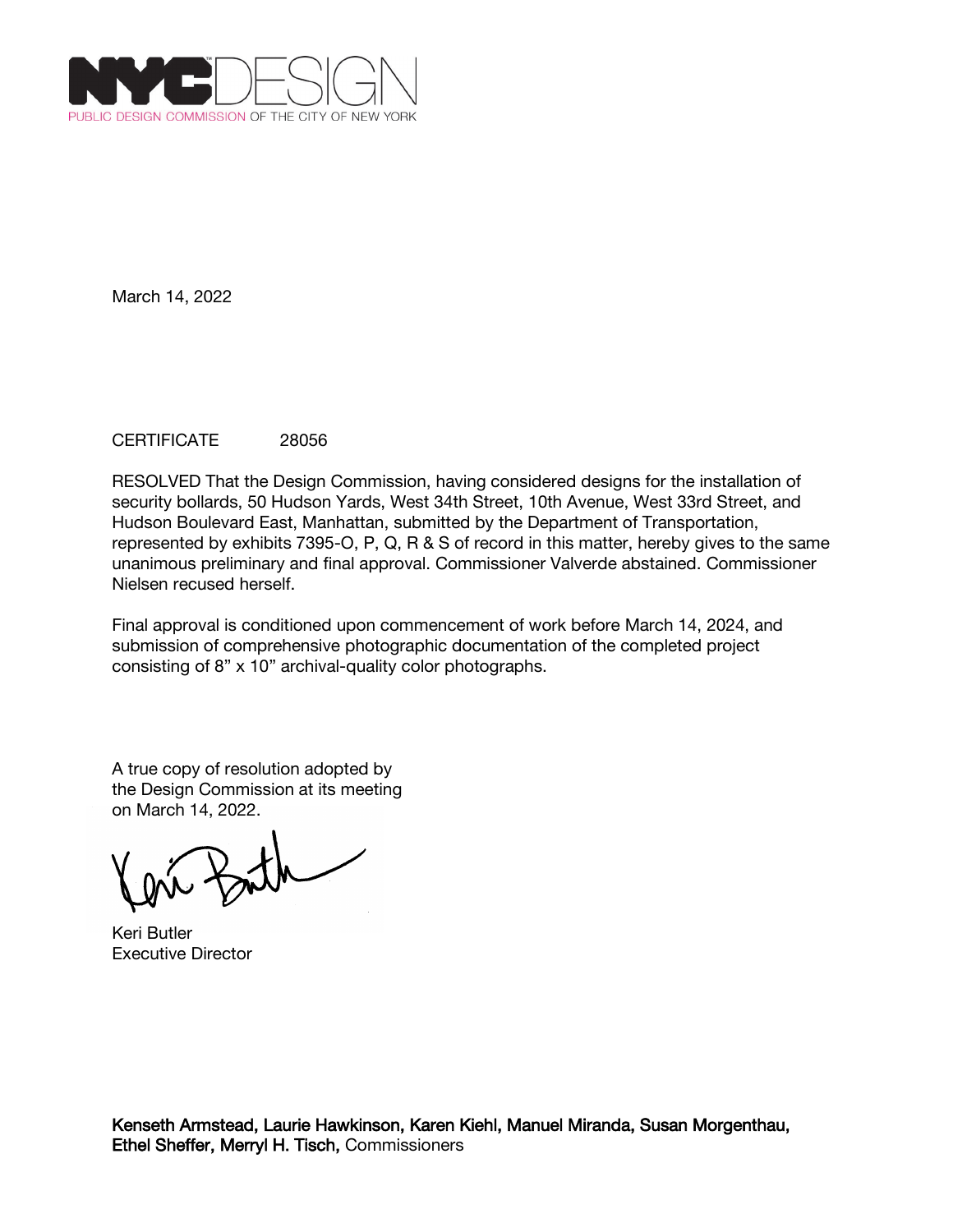NYCDESIGN
PUBLIC DESIGN COMMISSION OF THE CITY OF NEW YORK

March 14, 2022

CERTIFICATE 28056

RESOLVED That the Design Commission, having considered designs for the installation of security bollards, 50 Hudson Yards, West 34th Street, 10th Avenue, West 33rd Street, and Hudson Boulevard East, Manhattan, submitted by the Department of Transportation, represented by exhibits 7395-O, P, Q, R & S of record in this matter, hereby gives to the same unanimous preliminary and final approval. Commissioner Valverde abstained. Commissioner Nielsen recused herself.

Final approval is conditioned upon commencement of work before March 14, 2024, and submission of comprehensive photographic documentation of the completed project consisting of 8” x 10” archival-quality color photographs.

A true copy of resolution adopted by the Design Commission at its meeting on March 14, 2022.

Keri Butler
Executive Director

**Kenseth Armstead, Laurie Hawkinson, Karen Kiehl, Manuel Miranda, Susan Morgenthau, Ethel Sheffer, Merryl H. Tisch,** Commissioners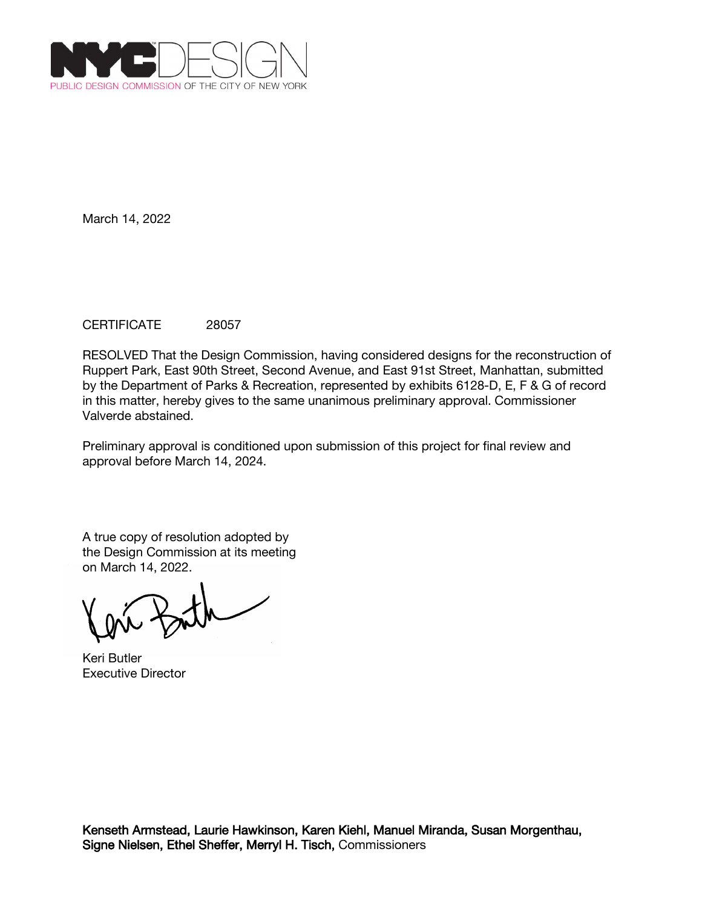NYC DESIGN
PUBLIC DESIGN COMMISSION OF THE CITY OF NEW YORK

March 14, 2022

CERTIFICATE 28057

RESOLVED That the Design Commission, having considered designs for the reconstruction of Ruppert Park, East 90th Street, Second Avenue, and East 91st Street, Manhattan, submitted by the Department of Parks & Recreation, represented by exhibits 6128-D, E, F & G of record in this matter, hereby gives to the same unanimous preliminary approval. Commissioner Valverde abstained.

Preliminary approval is conditioned upon submission of this project for final review and approval before March 14, 2024.

A true copy of resolution adopted by the Design Commission at its meeting on March 14, 2022.

Keri Butler
Executive Director

**Kenseth Armstead, Laurie Hawkinson, Karen Kiehl, Manuel Miranda, Susan Morgenthau, Signe Nielsen, Ethel Sheffer, Merryl H. Tisch,** Commissioners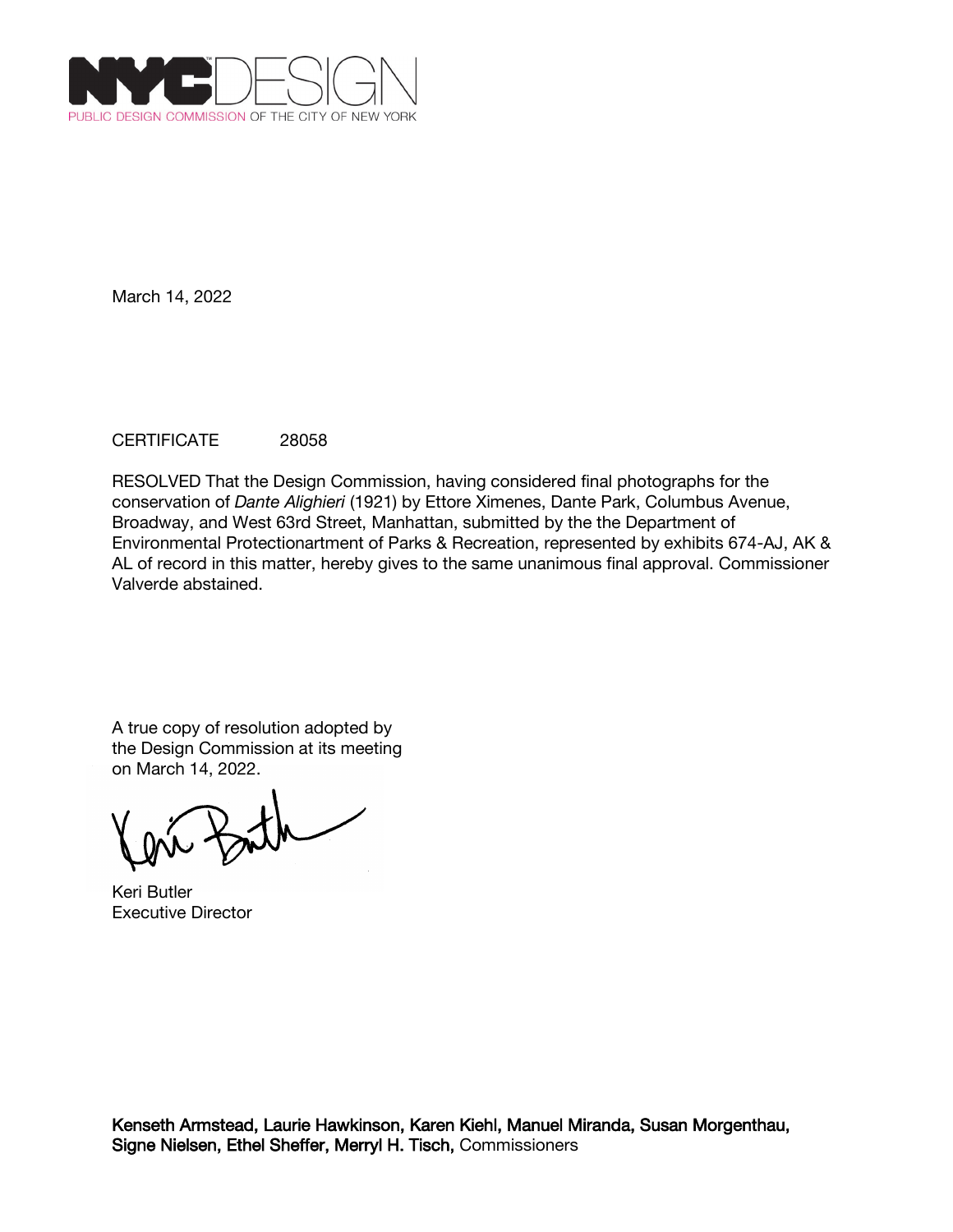NYC DESIGN
PUBLIC DESIGN COMMISSION OF THE CITY OF NEW YORK

March 14, 2022

CERTIFICATE 28058

RESOLVED That the Design Commission, having considered final photographs for the conservation of *Dante Alighieri* (1921) by Ettore Ximenes, Dante Park, Columbus Avenue, Broadway, and West 63rd Street, Manhattan, submitted by the the Department of Environmental Protectionartment of Parks & Recreation, represented by exhibits 674-AJ, AK & AL of record in this matter, hereby gives to the same unanimous final approval. Commissioner Valverde abstained.

A true copy of resolution adopted by the Design Commission at its meeting on March 14, 2022.

Keri Butler
Executive Director

**Kenseth Armstead, Laurie Hawkinson, Karen Kiehl, Manuel Miranda, Susan Morgenthau, Signe Nielsen, Ethel Sheffer, Merryl H. Tisch,** Commissioners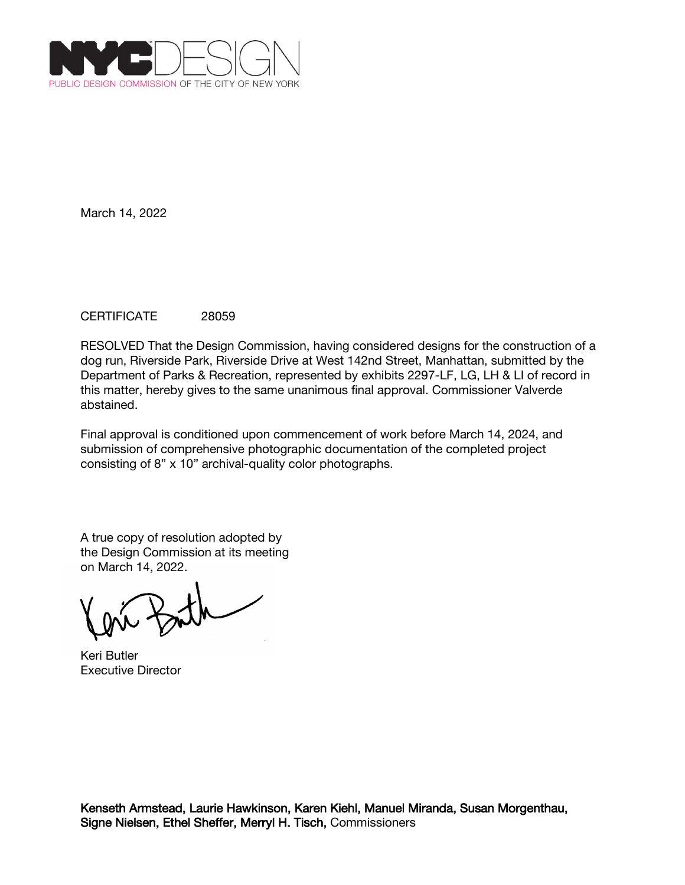NYCDESIGN
PUBLIC DESIGN COMMISSION OF THE CITY OF NEW YORK

March 14, 2022

CERTIFICATE 28059

RESOLVED That the Design Commission, having considered designs for the construction of a dog run, Riverside Park, Riverside Drive at West 142nd Street, Manhattan, submitted by the Department of Parks & Recreation, represented by exhibits 2297-LF, LG, LH & LI of record in this matter, hereby gives to the same unanimous final approval. Commissioner Valverde abstained.

Final approval is conditioned upon commencement of work before March 14, 2024, and submission of comprehensive photographic documentation of the completed project consisting of 8” x 10” archival-quality color photographs.

A true copy of resolution adopted by the Design Commission at its meeting on March 14, 2022.

Keri Butler
Executive Director

**Kenseth Armstead, Laurie Hawkinson, Karen Kiehl, Manuel Miranda, Susan Morgenthau, Signe Nielsen, Ethel Sheffer, Merryl H. Tisch,** Commissioners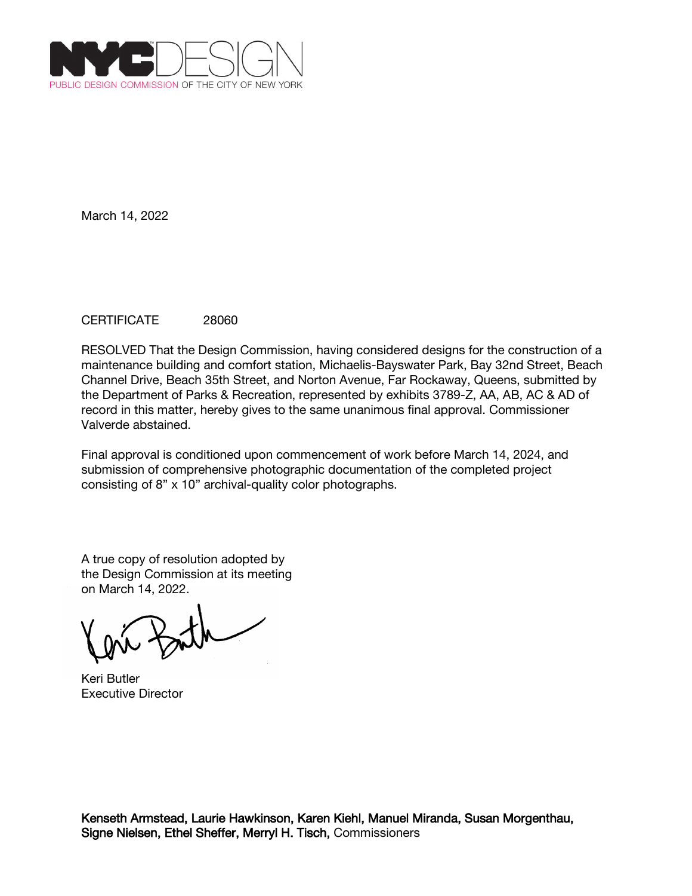NYC DESIGN
PUBLIC DESIGN COMMISSION OF THE CITY OF NEW YORK

March 14, 2022

CERTIFICATE 28060

RESOLVED That the Design Commission, having considered designs for the construction of a maintenance building and comfort station, Michaelis-Bayswater Park, Bay 32nd Street, Beach Channel Drive, Beach 35th Street, and Norton Avenue, Far Rockaway, Queens, submitted by the Department of Parks & Recreation, represented by exhibits 3789-Z, AA, AB, AC & AD of record in this matter, hereby gives to the same unanimous final approval. Commissioner Valverde abstained.

Final approval is conditioned upon commencement of work before March 14, 2024, and submission of comprehensive photographic documentation of the completed project consisting of 8" x 10" archival-quality color photographs.

A true copy of resolution adopted by the Design Commission at its meeting on March 14, 2022.

Keri Butler
Executive Director

**Kenseth Armstead, Laurie Hawkinson, Karen Kiehl, Manuel Miranda, Susan Morgenthau, Signe Nielsen, Ethel Sheffer, Merryl H. Tisch,** Commissioners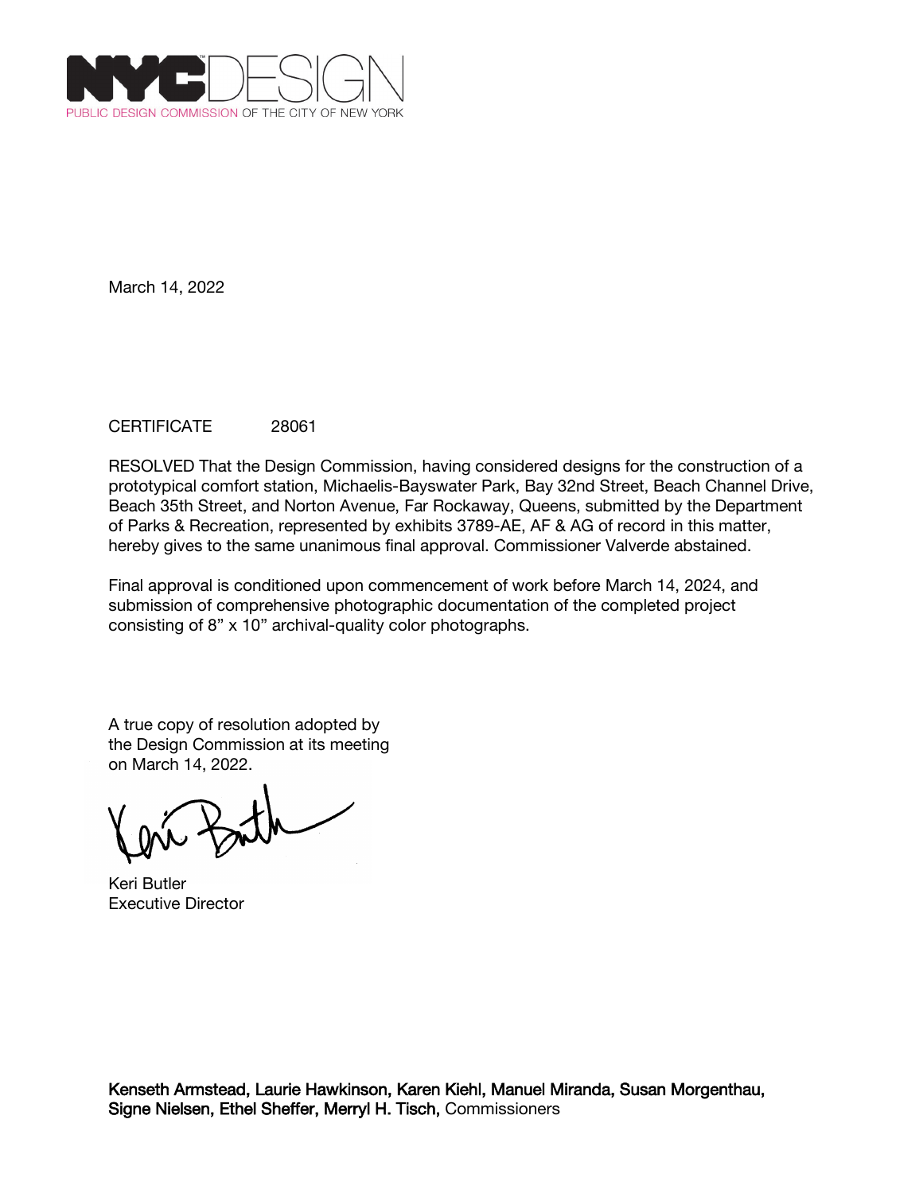NYCDESIGN
PUBLIC DESIGN COMMISSION OF THE CITY OF NEW YORK

March 14, 2022

CERTIFICATE 28061

RESOLVED That the Design Commission, having considered designs for the construction of a prototypical comfort station, Michaelis-Bayswater Park, Bay 32nd Street, Beach Channel Drive, Beach 35th Street, and Norton Avenue, Far Rockaway, Queens, submitted by the Department of Parks & Recreation, represented by exhibits 3789-AE, AF & AG of record in this matter, hereby gives to the same unanimous final approval. Commissioner Valverde abstained.

Final approval is conditioned upon commencement of work before March 14, 2024, and submission of comprehensive photographic documentation of the completed project consisting of 8” x 10” archival-quality color photographs.

A true copy of resolution adopted by the Design Commission at its meeting on March 14, 2022.

Keri Butler
Executive Director

**Kenseth Armstead, Laurie Hawkinson, Karen Kiehl, Manuel Miranda, Susan Morgenthau, Signe Nielsen, Ethel Sheffer, Merryl H. Tisch,** Commissioners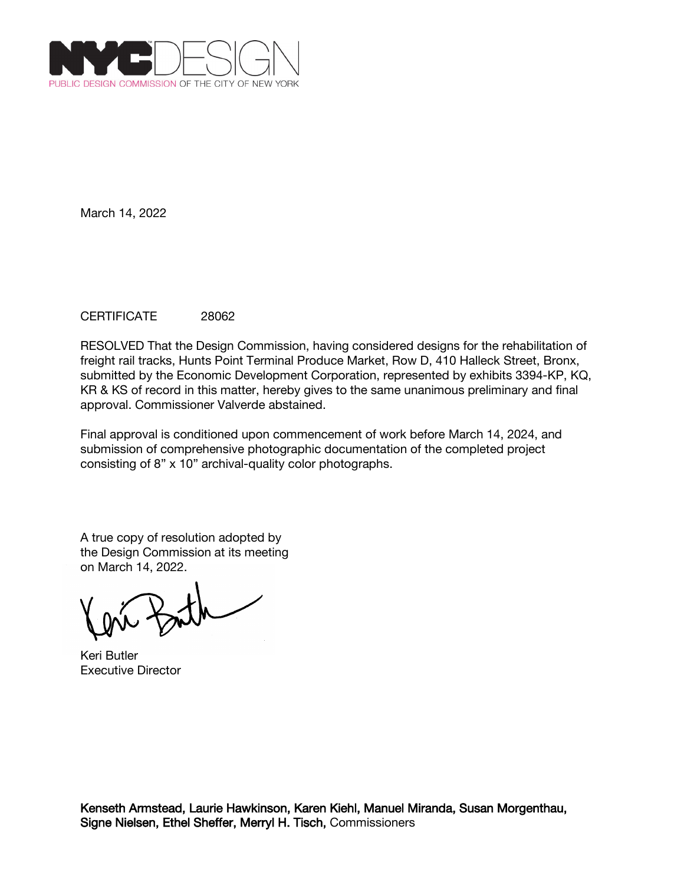NYCDESIGN
PUBLIC DESIGN COMMISSION OF THE CITY OF NEW YORK

March 14, 2022

CERTIFICATE 28062

RESOLVED That the Design Commission, having considered designs for the rehabilitation of freight rail tracks, Hunts Point Terminal Produce Market, Row D, 410 Halleck Street, Bronx, submitted by the Economic Development Corporation, represented by exhibits 3394-KP, KQ, KR & KS of record in this matter, hereby gives to the same unanimous preliminary and final approval. Commissioner Valverde abstained.

Final approval is conditioned upon commencement of work before March 14, 2024, and submission of comprehensive photographic documentation of the completed project consisting of 8" x 10" archival-quality color photographs.

A true copy of resolution adopted by the Design Commission at its meeting on March 14, 2022.

Keri Butler
Executive Director

**Kenseth Armstead, Laurie Hawkinson, Karen Kiehl, Manuel Miranda, Susan Morgenthau, Signe Nielsen, Ethel Sheffer, Merryl H. Tisch,** Commissioners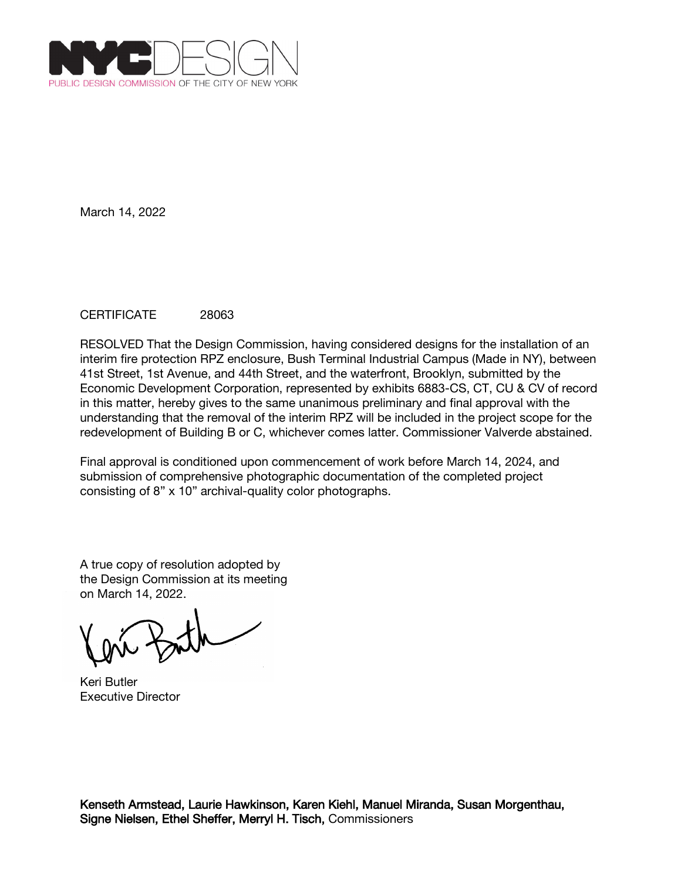NYCDESIGN
PUBLIC DESIGN COMMISSION OF THE CITY OF NEW YORK

March 14, 2022

CERTIFICATE 28063

RESOLVED That the Design Commission, having considered designs for the installation of an interim fire protection RPZ enclosure, Bush Terminal Industrial Campus (Made in NY), between 41st Street, 1st Avenue, and 44th Street, and the waterfront, Brooklyn, submitted by the Economic Development Corporation, represented by exhibits 6883-CS, CT, CU & CV of record in this matter, hereby gives to the same unanimous preliminary and final approval with the understanding that the removal of the interim RPZ will be included in the project scope for the redevelopment of Building B or C, whichever comes latter. Commissioner Valverde abstained.

Final approval is conditioned upon commencement of work before March 14, 2024, and submission of comprehensive photographic documentation of the completed project consisting of 8" x 10" archival-quality color photographs.

A true copy of resolution adopted by
the Design Commission at its meeting
on March 14, 2022.

Keri Butler
Executive Director

**Kenseth Armstead, Laurie Hawkinson, Karen Kiehl, Manuel Miranda, Susan Morgenthau, Signe Nielsen, Ethel Sheffer, Merryl H. Tisch,** Commissioners